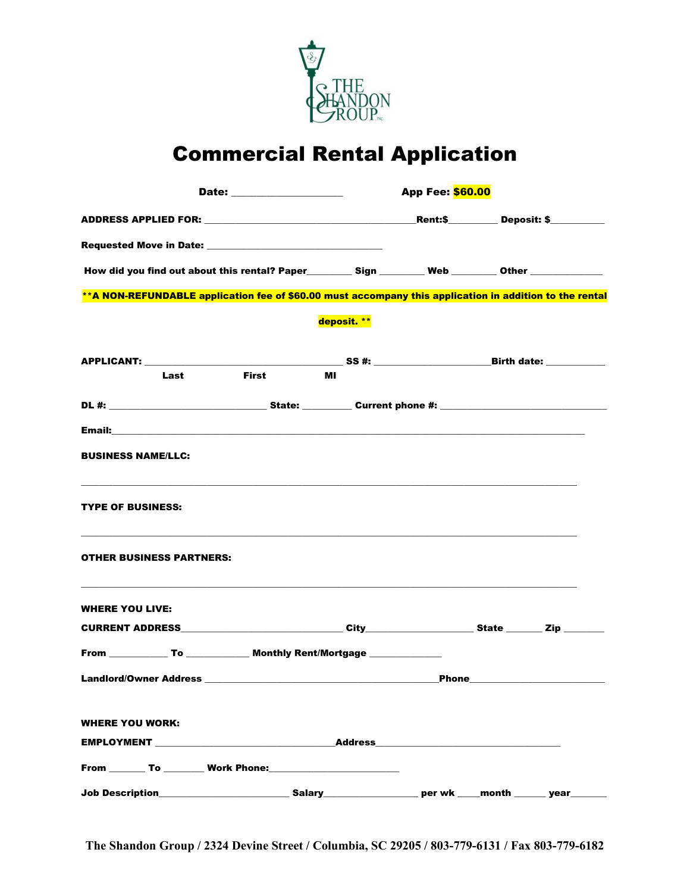# Commercial Rental Application

**Date:** ____________________ **App Fee: $60.00**

**ADDRESS APPLIED FOR:** ________________________________________ **Rent:$**_________ **Deposit: $**__________

**Requested Move in Date:** __________________________________

**How did you find out about this rental? Paper**________ **Sign** ________ **Web** ________ **Other** ______________

**\*\*A NON-REFUNDABLE application fee of $60.00 must accompany this application in addition to the rental deposit. \*\***

**APPLICANT:** ______________________________________ **SS #:** ______________________ **Birth date:** ___________
**Last** **First** **MI**

**DL #:** ______________________________ **State:** _________ **Current phone #:** ________________________________

**Email:**______________________________________________________________________________________

**BUSINESS NAME/LLC:**

_____________________________________________________________________________________________

**TYPE OF BUSINESS:**

_____________________________________________________________________________________________

**OTHER BUSINESS PARTNERS:**

_____________________________________________________________________________________________

**WHERE YOU LIVE:**

**CURRENT ADDRESS**_______________________________ **City**____________________ **State** _______ **Zip** ________

**From** ___________ **To** ____________ **Monthly Rent/Mortgage** ______________

**Landlord/Owner Address** _____________________________________________ **Phone**__________________________

**WHERE YOU WORK:**

**EMPLOYMENT** __________________________________ **Address**___________________________________

**From** _______ **To** ________ **Work Phone:**_________________________

**Job Description**_________________________ **Salary**__________________ **per wk** ____ **month** ______ **year**_______

The Shandon Group / 2324 Devine Street / Columbia, SC 29205 / 803-779-6131 / Fax 803-779-6182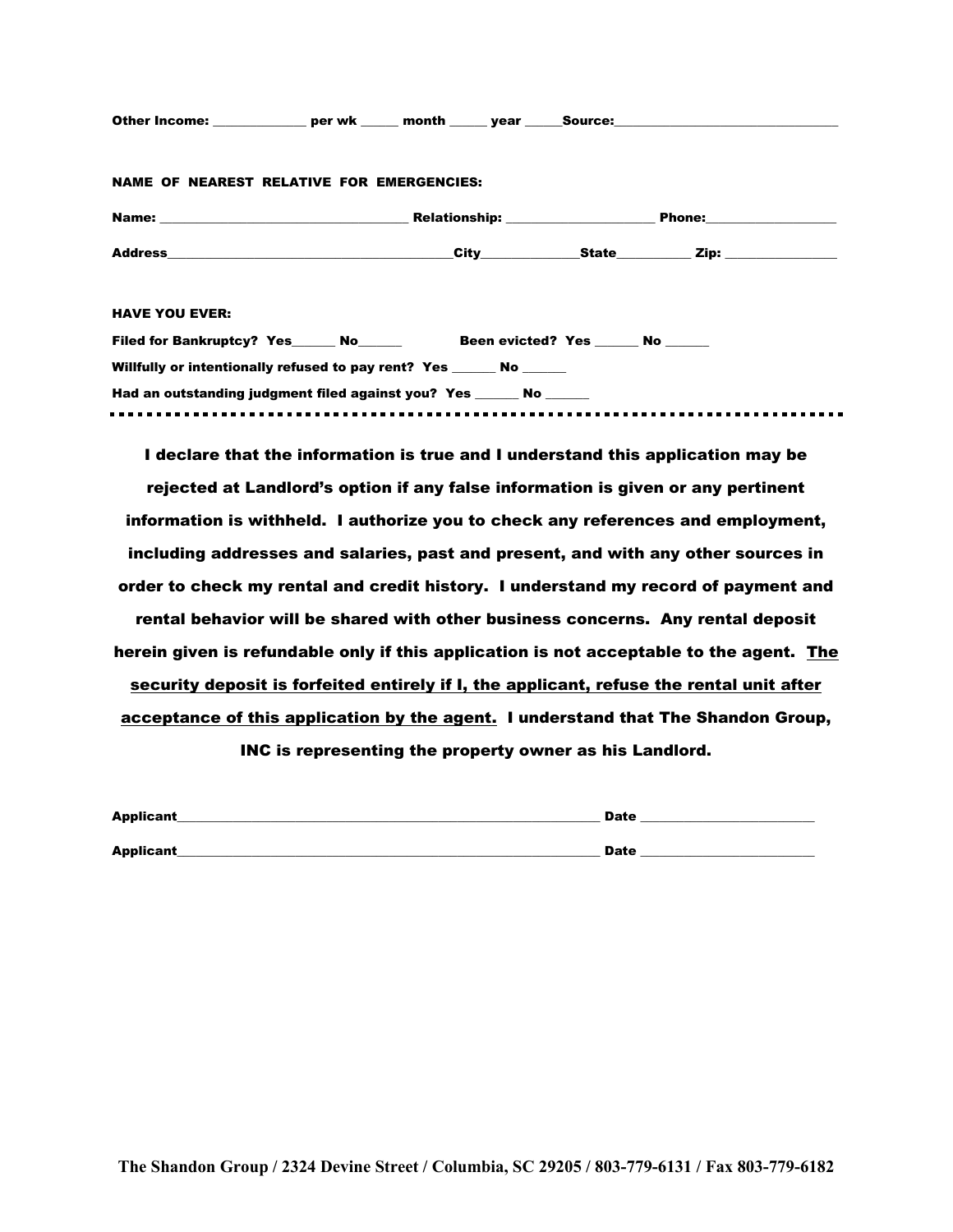**Other Income:** _____________ **per wk** _____ **month** _____ **year** _____**Source:**________________________________

**NAME OF NEAREST RELATIVE FOR EMERGENCIES:**

**Name:** ___________________________________ **Relationship:** _____________________ **Phone:**__________________

**Address**________________________________________**City**_____________**State**__________ **Zip:** _______________

**HAVE YOU EVER:**

**Filed for Bankruptcy? Yes**______ **No**______ **Been evicted? Yes** ______ **No** ______

**Willfully or intentionally refused to pay rent? Yes** ______ **No** ______

**Had an outstanding judgment filed against you? Yes** ______ **No** ______

---

**I declare that the information is true and I understand this application may be rejected at Landlord's option if any false information is given or any pertinent information is withheld. I authorize you to check any references and employment, including addresses and salaries, past and present, and with any other sources in order to check my rental and credit history. I understand my record of payment and rental behavior will be shared with other business concerns. Any rental deposit herein given is refundable only if this application is not acceptable to the agent. <u>The security deposit is forfeited entirely if I, the applicant, refuse the rental unit after acceptance of this application by the agent.</u> I understand that The Shandon Group, INC is representing the property owner as his Landlord.**

**Applicant**______________________________________________________________ **Date** ________________________

**Applicant**______________________________________________________________ **Date** ________________________

**The Shandon Group / 2324 Devine Street / Columbia, SC 29205 / 803-779-6131 / Fax 803-779-6182**